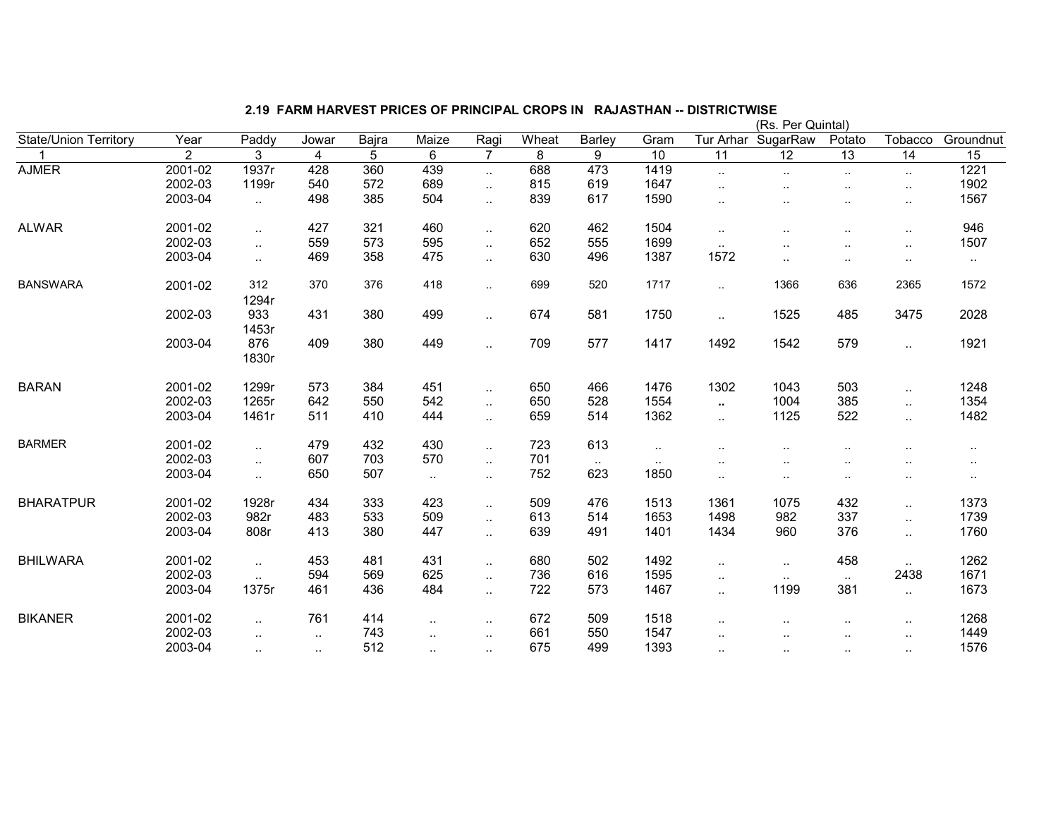## 2.19 FARM HARVEST PRICES OF PRINCIPAL CROPS IN RAJASTHAN -- DISTRICTWISE

(Rs. Per Quintal)

| State/Union Territory | Year | Paddy | Jowar | Bajra | Maize | Ragi | Wheat | Barley | Gram | Tur Arhar | SugarRaw | Potato | Tobacco | Groundnut |
|---|---|---|---|---|---|---|---|---|---|---|---|---|---|---|
| 1 | 2 | 3 | 4 | 5 | 6 | 7 | 8 | 9 | 10 | 11 | 12 | 13 | 14 | 15 |
| AJMER | 2001-02 | 1937r | 428 | 360 | 439 | .. | 688 | 473 | 1419 | .. | .. | .. | .. | 1221 |
| | 2002-03 | 1199r | 540 | 572 | 689 | .. | 815 | 619 | 1647 | .. | .. | .. | .. | 1902 |
| | 2003-04 | .. | 498 | 385 | 504 | .. | 839 | 617 | 1590 | .. | .. | .. | .. | 1567 |
| ALWAR | 2001-02 | .. | 427 | 321 | 460 | .. | 620 | 462 | 1504 | .. | .. | .. | .. | 946 |
| | 2002-03 | .. | 559 | 573 | 595 | .. | 652 | 555 | 1699 | .. | .. | .. | .. | 1507 |
| | 2003-04 | .. | 469 | 358 | 475 | .. | 630 | 496 | 1387 | 1572 | .. | .. | .. | .. |
| BANSWARA | 2001-02 | 312 1294r | 370 | 376 | 418 | .. | 699 | 520 | 1717 | .. | 1366 | 636 | 2365 | 1572 |
| | 2002-03 | 933 1453r | 431 | 380 | 499 | .. | 674 | 581 | 1750 | .. | 1525 | 485 | 3475 | 2028 |
| | 2003-04 | 876 1830r | 409 | 380 | 449 | .. | 709 | 577 | 1417 | 1492 | 1542 | 579 | .. | 1921 |
| BARAN | 2001-02 | 1299r | 573 | 384 | 451 | .. | 650 | 466 | 1476 | 1302 | 1043 | 503 | .. | 1248 |
| | 2002-03 | 1265r | 642 | 550 | 542 | .. | 650 | 528 | 1554 | .. | 1004 | 385 | .. | 1354 |
| | 2003-04 | 1461r | 511 | 410 | 444 | .. | 659 | 514 | 1362 | .. | 1125 | 522 | .. | 1482 |
| BARMER | 2001-02 | .. | 479 | 432 | 430 | .. | 723 | 613 | .. | .. | .. | .. | .. | .. |
| | 2002-03 | .. | 607 | 703 | 570 | .. | 701 | .. | .. | .. | .. | .. | .. | .. |
| | 2003-04 | .. | 650 | 507 | .. | .. | 752 | 623 | 1850 | .. | .. | .. | .. | .. |
| BHARATPUR | 2001-02 | 1928r | 434 | 333 | 423 | .. | 509 | 476 | 1513 | 1361 | 1075 | 432 | .. | 1373 |
| | 2002-03 | 982r | 483 | 533 | 509 | .. | 613 | 514 | 1653 | 1498 | 982 | 337 | .. | 1739 |
| | 2003-04 | 808r | 413 | 380 | 447 | .. | 639 | 491 | 1401 | 1434 | 960 | 376 | .. | 1760 |
| BHILWARA | 2001-02 | .. | 453 | 481 | 431 | .. | 680 | 502 | 1492 | .. | .. | 458 | .. | 1262 |
| | 2002-03 | .. | 594 | 569 | 625 | .. | 736 | 616 | 1595 | .. | .. | .. | 2438 | 1671 |
| | 2003-04 | 1375r | 461 | 436 | 484 | .. | 722 | 573 | 1467 | .. | 1199 | 381 | .. | 1673 |
| BIKANER | 2001-02 | .. | 761 | 414 | .. | .. | 672 | 509 | 1518 | .. | .. | .. | .. | 1268 |
| | 2002-03 | .. | .. | 743 | .. | .. | 661 | 550 | 1547 | .. | .. | .. | .. | 1449 |
| | 2003-04 | .. | .. | 512 | .. | .. | 675 | 499 | 1393 | .. | .. | .. | .. | 1576 |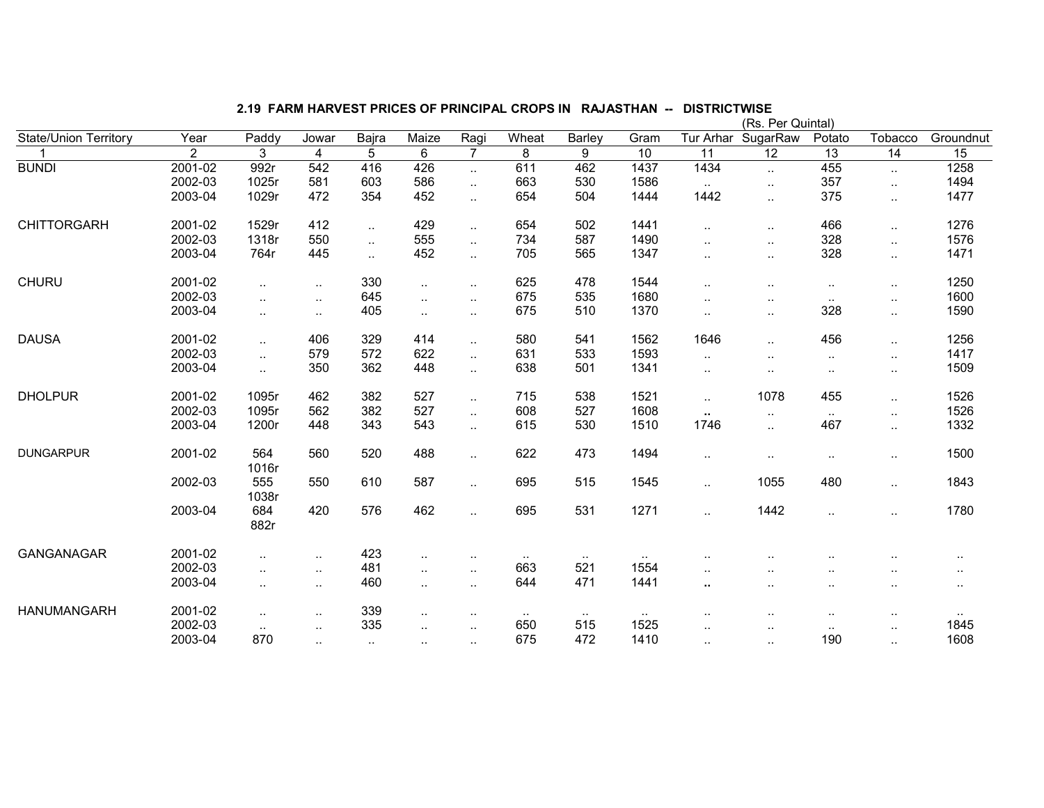## 2.19 FARM HARVEST PRICES OF PRINCIPAL CROPS IN RAJASTHAN -- DISTRICTWISE

(Rs. Per Quintal)

| State/Union Territory | Year | Paddy | Jowar | Bajra | Maize | Ragi | Wheat | Barley | Gram | Tur Arhar | SugarRaw | Potato | Tobacco | Groundnut |
|---|---|---|---|---|---|---|---|---|---|---|---|---|---|---|
| 1 | 2 | 3 | 4 | 5 | 6 | 7 | 8 | 9 | 10 | 11 | 12 | 13 | 14 | 15 |
| BUNDI | 2001-02 | 992r | 542 | 416 | 426 | .. | 611 | 462 | 1437 | 1434 | .. | 455 | .. | 1258 |
| | 2002-03 | 1025r | 581 | 603 | 586 | .. | 663 | 530 | 1586 | .. | .. | 357 | .. | 1494 |
| | 2003-04 | 1029r | 472 | 354 | 452 | .. | 654 | 504 | 1444 | 1442 | .. | 375 | .. | 1477 |
| CHITTORGARH | 2001-02 | 1529r | 412 | .. | 429 | .. | 654 | 502 | 1441 | .. | .. | 466 | .. | 1276 |
| | 2002-03 | 1318r | 550 | .. | 555 | .. | 734 | 587 | 1490 | .. | .. | 328 | .. | 1576 |
| | 2003-04 | 764r | 445 | .. | 452 | .. | 705 | 565 | 1347 | .. | .. | 328 | .. | 1471 |
| CHURU | 2001-02 | .. | .. | 330 | .. | .. | 625 | 478 | 1544 | .. | .. | .. | .. | 1250 |
| | 2002-03 | .. | .. | 645 | .. | .. | 675 | 535 | 1680 | .. | .. | .. | .. | 1600 |
| | 2003-04 | .. | .. | 405 | .. | .. | 675 | 510 | 1370 | .. | .. | 328 | .. | 1590 |
| DAUSA | 2001-02 | .. | 406 | 329 | 414 | .. | 580 | 541 | 1562 | 1646 | .. | 456 | .. | 1256 |
| | 2002-03 | .. | 579 | 572 | 622 | .. | 631 | 533 | 1593 | .. | .. | .. | .. | 1417 |
| | 2003-04 | .. | 350 | 362 | 448 | .. | 638 | 501 | 1341 | .. | .. | .. | .. | 1509 |
| DHOLPUR | 2001-02 | 1095r | 462 | 382 | 527 | .. | 715 | 538 | 1521 | .. | 1078 | 455 | .. | 1526 |
| | 2002-03 | 1095r | 562 | 382 | 527 | .. | 608 | 527 | 1608 | .. | .. | .. | .. | 1526 |
| | 2003-04 | 1200r | 448 | 343 | 543 | .. | 615 | 530 | 1510 | 1746 | .. | 467 | .. | 1332 |
| DUNGARPUR | 2001-02 | 564 1016r | 560 | 520 | 488 | .. | 622 | 473 | 1494 | .. | .. | .. | .. | 1500 |
| | 2002-03 | 555 1038r | 550 | 610 | 587 | .. | 695 | 515 | 1545 | .. | 1055 | 480 | .. | 1843 |
| | 2003-04 | 684 882r | 420 | 576 | 462 | .. | 695 | 531 | 1271 | .. | 1442 | .. | .. | 1780 |
| GANGANAGAR | 2001-02 | .. | .. | 423 | .. | .. | .. | .. | .. | .. | .. | .. | .. | .. |
| | 2002-03 | .. | .. | 481 | .. | .. | 663 | 521 | 1554 | .. | .. | .. | .. | .. |
| | 2003-04 | .. | .. | 460 | .. | .. | 644 | 471 | 1441 | .. | .. | .. | .. | .. |
| HANUMANGARH | 2001-02 | .. | .. | 339 | .. | .. | .. | .. | .. | .. | .. | .. | .. | .. |
| | 2002-03 | .. | .. | 335 | .. | .. | 650 | 515 | 1525 | .. | .. | .. | .. | 1845 |
| | 2003-04 | 870 | .. | .. | .. | .. | 675 | 472 | 1410 | .. | .. | 190 | .. | 1608 |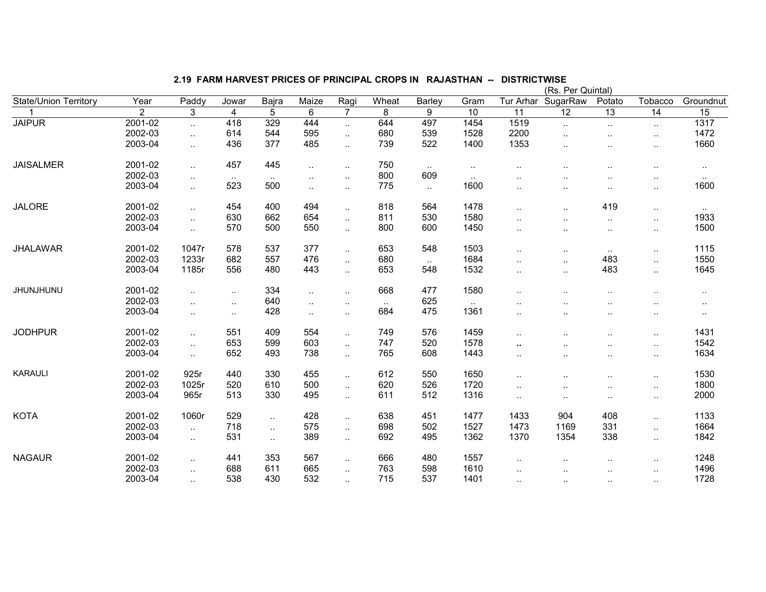## 2.19 FARM HARVEST PRICES OF PRINCIPAL CROPS IN RAJASTHAN -- DISTRICTWISE

(Rs. Per Quintal)

| State/Union Territory | Year | Paddy | Jowar | Bajra | Maize | Ragi | Wheat | Barley | Gram | Tur Arhar | SugarRaw | Potato | Tobacco | Groundnut |
|---|---|---|---|---|---|---|---|---|---|---|---|---|---|---|
| 1 | 2 | 3 | 4 | 5 | 6 | 7 | 8 | 9 | 10 | 11 | 12 | 13 | 14 | 15 |
| JAIPUR | 2001-02 | .. | 418 | 329 | 444 | .. | 644 | 497 | 1454 | 1519 | .. | .. | .. | 1317 |
| | 2002-03 | .. | 614 | 544 | 595 | .. | 680 | 539 | 1528 | 2200 | .. | .. | .. | 1472 |
| | 2003-04 | .. | 436 | 377 | 485 | .. | 739 | 522 | 1400 | 1353 | .. | .. | .. | 1660 |
| JAISALMER | 2001-02 | .. | 457 | 445 | .. | .. | 750 | .. | .. | .. | .. | .. | .. | .. |
| | 2002-03 | .. | .. | .. | .. | .. | 800 | 609 | .. | .. | .. | .. | .. | .. |
| | 2003-04 | .. | 523 | 500 | .. | .. | 775 | .. | 1600 | .. | .. | .. | .. | 1600 |
| JALORE | 2001-02 | .. | 454 | 400 | 494 | .. | 818 | 564 | 1478 | .. | .. | 419 | .. | .. |
| | 2002-03 | .. | 630 | 662 | 654 | .. | 811 | 530 | 1580 | .. | .. | .. | .. | 1933 |
| | 2003-04 | .. | 570 | 500 | 550 | .. | 800 | 600 | 1450 | .. | .. | .. | .. | 1500 |
| JHALAWAR | 2001-02 | 1047r | 578 | 537 | 377 | .. | 653 | 548 | 1503 | .. | .. | .. | .. | 1115 |
| | 2002-03 | 1233r | 682 | 557 | 476 | .. | 680 | .. | 1684 | .. | .. | 483 | .. | 1550 |
| | 2003-04 | 1185r | 556 | 480 | 443 | .. | 653 | 548 | 1532 | .. | .. | 483 | .. | 1645 |
| JHUNJHUNU | 2001-02 | .. | .. | 334 | .. | .. | 668 | 477 | 1580 | .. | .. | .. | .. | .. |
| | 2002-03 | .. | .. | 640 | .. | .. | .. | 625 | .. | .. | .. | .. | .. | .. |
| | 2003-04 | .. | .. | 428 | .. | .. | 684 | 475 | 1361 | .. | .. | .. | .. | .. |
| JODHPUR | 2001-02 | .. | 551 | 409 | 554 | .. | 749 | 576 | 1459 | .. | .. | .. | .. | 1431 |
| | 2002-03 | .. | 653 | 599 | 603 | .. | 747 | 520 | 1578 | .. | .. | .. | .. | 1542 |
| | 2003-04 | .. | 652 | 493 | 738 | .. | 765 | 608 | 1443 | .. | .. | .. | .. | 1634 |
| KARAULI | 2001-02 | 925r | 440 | 330 | 455 | .. | 612 | 550 | 1650 | .. | .. | .. | .. | 1530 |
| | 2002-03 | 1025r | 520 | 610 | 500 | .. | 620 | 526 | 1720 | .. | .. | .. | .. | 1800 |
| | 2003-04 | 965r | 513 | 330 | 495 | .. | 611 | 512 | 1316 | .. | .. | .. | .. | 2000 |
| KOTA | 2001-02 | 1060r | 529 | .. | 428 | .. | 638 | 451 | 1477 | 1433 | 904 | 408 | .. | 1133 |
| | 2002-03 | .. | 718 | .. | 575 | .. | 698 | 502 | 1527 | 1473 | 1169 | 331 | .. | 1664 |
| | 2003-04 | .. | 531 | .. | 389 | .. | 692 | 495 | 1362 | 1370 | 1354 | 338 | .. | 1842 |
| NAGAUR | 2001-02 | .. | 441 | 353 | 567 | .. | 666 | 480 | 1557 | .. | .. | .. | .. | 1248 |
| | 2002-03 | .. | 688 | 611 | 665 | .. | 763 | 598 | 1610 | .. | .. | .. | .. | 1496 |
| | 2003-04 | .. | 538 | 430 | 532 | .. | 715 | 537 | 1401 | .. | .. | .. | .. | 1728 |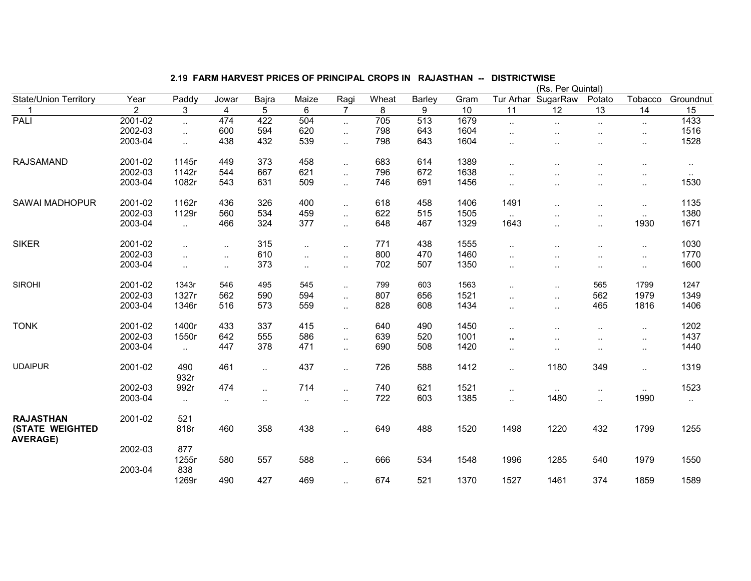## 2.19 FARM HARVEST PRICES OF PRINCIPAL CROPS IN RAJASTHAN -- DISTRICTWISE

(Rs. Per Quintal)

| State/Union Territory | Year | Paddy | Jowar | Bajra | Maize | Ragi | Wheat | Barley | Gram | Tur Arhar | SugarRaw | Potato | Tobacco | Groundnut |
|---|---|---|---|---|---|---|---|---|---|---|---|---|---|---|
| 1 | 2 | 3 | 4 | 5 | 6 | 7 | 8 | 9 | 10 | 11 | 12 | 13 | 14 | 15 |
| PALI | 2001-02 | .. | 474 | 422 | 504 | .. | 705 | 513 | 1679 | .. | .. | .. | .. | 1433 |
| | 2002-03 | .. | 600 | 594 | 620 | .. | 798 | 643 | 1604 | .. | .. | .. | .. | 1516 |
| | 2003-04 | .. | 438 | 432 | 539 | .. | 798 | 643 | 1604 | .. | .. | .. | .. | 1528 |
| RAJSAMAND | 2001-02 | 1145r | 449 | 373 | 458 | .. | 683 | 614 | 1389 | .. | .. | .. | .. | .. |
| | 2002-03 | 1142r | 544 | 667 | 621 | .. | 796 | 672 | 1638 | .. | .. | .. | .. | .. |
| | 2003-04 | 1082r | 543 | 631 | 509 | .. | 746 | 691 | 1456 | .. | .. | .. | .. | 1530 |
| SAWAI MADHOPUR | 2001-02 | 1162r | 436 | 326 | 400 | .. | 618 | 458 | 1406 | 1491 | .. | .. | .. | 1135 |
| | 2002-03 | 1129r | 560 | 534 | 459 | .. | 622 | 515 | 1505 | .. | .. | .. | .. | 1380 |
| | 2003-04 | .. | 466 | 324 | 377 | .. | 648 | 467 | 1329 | 1643 | .. | .. | 1930 | 1671 |
| SIKER | 2001-02 | .. | .. | 315 | .. | .. | 771 | 438 | 1555 | .. | .. | .. | .. | 1030 |
| | 2002-03 | .. | .. | 610 | .. | .. | 800 | 470 | 1460 | .. | .. | .. | .. | 1770 |
| | 2003-04 | .. | .. | 373 | .. | .. | 702 | 507 | 1350 | .. | .. | .. | .. | 1600 |
| SIROHI | 2001-02 | 1343r | 546 | 495 | 545 | .. | 799 | 603 | 1563 | .. | .. | 565 | 1799 | 1247 |
| | 2002-03 | 1327r | 562 | 590 | 594 | .. | 807 | 656 | 1521 | .. | .. | 562 | 1979 | 1349 |
| | 2003-04 | 1346r | 516 | 573 | 559 | .. | 828 | 608 | 1434 | .. | .. | 465 | 1816 | 1406 |
| TONK | 2001-02 | 1400r | 433 | 337 | 415 | .. | 640 | 490 | 1450 | .. | .. | .. | .. | 1202 |
| | 2002-03 | 1550r | 642 | 555 | 586 | .. | 639 | 520 | 1001 | .. | .. | .. | .. | 1437 |
| | 2003-04 | .. | 447 | 378 | 471 | .. | 690 | 508 | 1420 | .. | .. | .. | .. | 1440 |
| UDAIPUR | 2001-02 | 490<br>932r | 461 | .. | 437 | .. | 726 | 588 | 1412 | .. | 1180 | 349 | .. | 1319 |
| | 2002-03 | 992r | 474 | .. | 714 | .. | 740 | 621 | 1521 | .. | .. | .. | .. | 1523 |
| | 2003-04 | .. | .. | .. | .. | .. | 722 | 603 | 1385 | .. | 1480 | .. | 1990 | .. |
| **RAJASTHAN (STATE WEIGHTED AVERAGE)** | 2001-02 | 521<br>818r | 460 | 358 | 438 | .. | 649 | 488 | 1520 | 1498 | 1220 | 432 | 1799 | 1255 |
| | 2002-03 | 877<br>1255r | 580 | 557 | 588 | .. | 666 | 534 | 1548 | 1996 | 1285 | 540 | 1979 | 1550 |
| | 2003-04 | 838<br>1269r | 490 | 427 | 469 | .. | 674 | 521 | 1370 | 1527 | 1461 | 374 | 1859 | 1589 |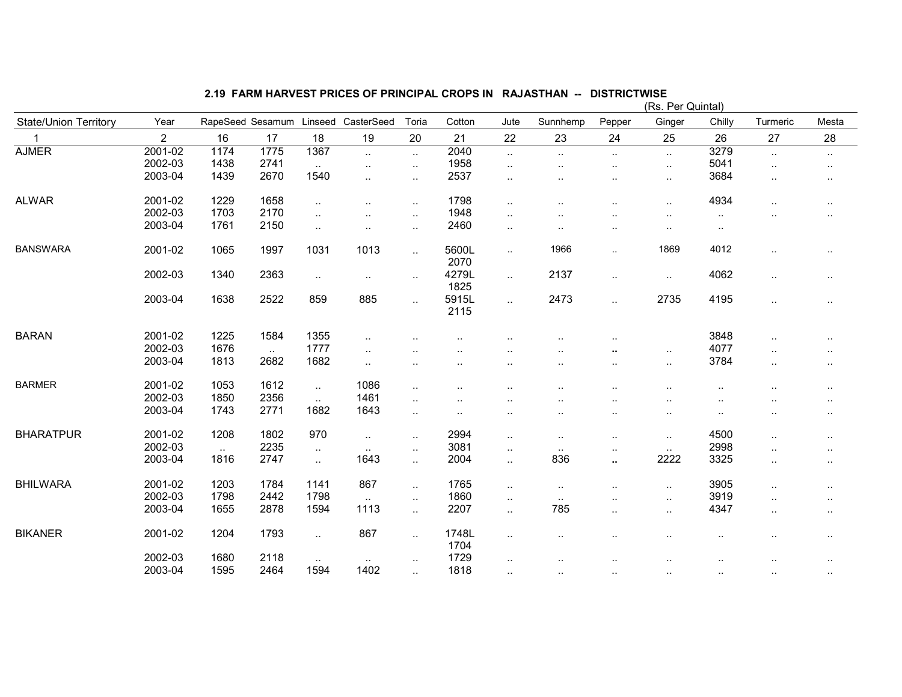## 2.19 FARM HARVEST PRICES OF PRINCIPAL CROPS IN RAJASTHAN -- DISTRICTWISE

(Rs. Per Quintal)

| State/Union Territory | Year | RapeSeed | Sesamum | Linseed | CasterSeed | Toria | Cotton | Jute | Sunnhemp | Pepper | Ginger | Chilly | Turmeric | Mesta |
|---|---|---|---|---|---|---|---|---|---|---|---|---|---|---|
| 1 | 2 | 16 | 17 | 18 | 19 | 20 | 21 | 22 | 23 | 24 | 25 | 26 | 27 | 28 |
| AJMER | 2001-02 | 1174 | 1775 | 1367 | .. | .. | 2040 | .. | .. | .. | .. | 3279 | .. | .. |
| | 2002-03 | 1438 | 2741 | .. | .. | .. | 1958 | .. | .. | .. | .. | 5041 | .. | .. |
| | 2003-04 | 1439 | 2670 | 1540 | .. | .. | 2537 | .. | .. | .. | .. | 3684 | .. | .. |
| ALWAR | 2001-02 | 1229 | 1658 | .. | .. | .. | 1798 | .. | .. | .. | .. | 4934 | .. | .. |
| | 2002-03 | 1703 | 2170 | .. | .. | .. | 1948 | .. | .. | .. | .. | .. | .. | .. |
| | 2003-04 | 1761 | 2150 | .. | .. | .. | 2460 | .. | .. | .. | .. | .. | | |
| BANSWARA | 2001-02 | 1065 | 1997 | 1031 | 1013 | .. | 5600L 2070 | .. | 1966 | .. | 1869 | 4012 | .. | .. |
| | 2002-03 | 1340 | 2363 | .. | .. | .. | 4279L 1825 | .. | 2137 | .. | .. | 4062 | .. | .. |
| | 2003-04 | 1638 | 2522 | 859 | 885 | .. | 5915L 2115 | .. | 2473 | .. | 2735 | 4195 | .. | .. |
| BARAN | 2001-02 | 1225 | 1584 | 1355 | .. | .. | .. | .. | .. | .. | | 3848 | .. | .. |
| | 2002-03 | 1676 | .. | 1777 | .. | .. | .. | .. | .. | .. | .. | 4077 | .. | .. |
| | 2003-04 | 1813 | 2682 | 1682 | .. | .. | .. | .. | .. | .. | .. | 3784 | .. | .. |
| BARMER | 2001-02 | 1053 | 1612 | .. | 1086 | .. | .. | .. | .. | .. | .. | .. | .. | .. |
| | 2002-03 | 1850 | 2356 | .. | 1461 | .. | .. | .. | .. | .. | .. | .. | .. | .. |
| | 2003-04 | 1743 | 2771 | 1682 | 1643 | .. | .. | .. | .. | .. | .. | .. | .. | .. |
| BHARATPUR | 2001-02 | 1208 | 1802 | 970 | .. | .. | 2994 | .. | .. | .. | .. | 4500 | .. | .. |
| | 2002-03 | .. | 2235 | .. | .. | .. | 3081 | .. | .. | .. | .. | 2998 | .. | .. |
| | 2003-04 | 1816 | 2747 | .. | 1643 | .. | 2004 | .. | 836 | .. | 2222 | 3325 | .. | .. |
| BHILWARA | 2001-02 | 1203 | 1784 | 1141 | 867 | .. | 1765 | .. | .. | .. | .. | 3905 | .. | .. |
| | 2002-03 | 1798 | 2442 | 1798 | .. | .. | 1860 | .. | .. | .. | .. | 3919 | .. | .. |
| | 2003-04 | 1655 | 2878 | 1594 | 1113 | .. | 2207 | .. | 785 | .. | .. | 4347 | .. | .. |
| BIKANER | 2001-02 | 1204 | 1793 | .. | 867 | .. | 1748L 1704 | .. | .. | .. | .. | .. | .. | .. |
| | 2002-03 | 1680 | 2118 | .. | .. | .. | 1729 | .. | .. | .. | .. | .. | .. | .. |
| | 2003-04 | 1595 | 2464 | 1594 | 1402 | .. | 1818 | .. | .. | .. | .. | .. | .. | .. |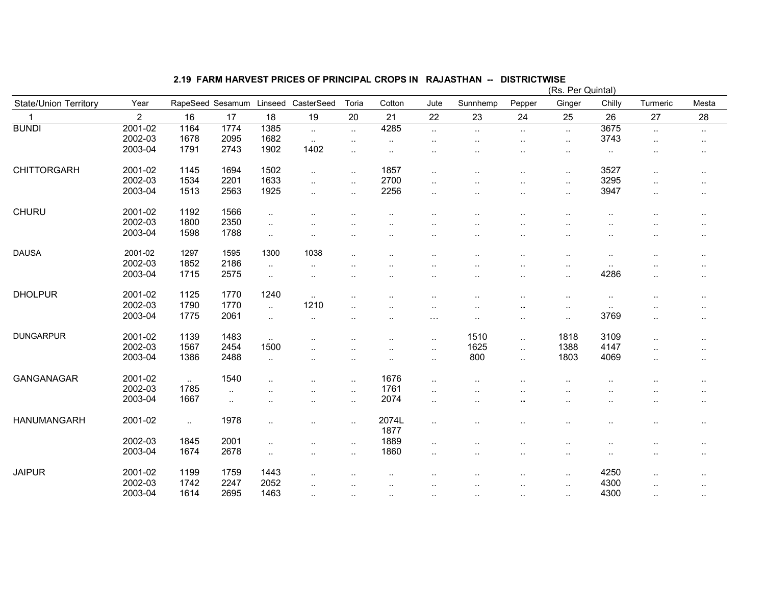## 2.19 FARM HARVEST PRICES OF PRINCIPAL CROPS IN RAJASTHAN -- DISTRICTWISE

(Rs. Per Quintal)

| State/Union Territory | Year | RapeSeed | Sesamum | Linseed | CasterSeed | Toria | Cotton | Jute | Sunnhemp | Pepper | Ginger | Chilly | Turmeric | Mesta |
|---|---|---|---|---|---|---|---|---|---|---|---|---|---|---|
| 1 | 2 | 16 | 17 | 18 | 19 | 20 | 21 | 22 | 23 | 24 | 25 | 26 | 27 | 28 |
| BUNDI | 2001-02 | 1164 | 1774 | 1385 | .. | .. | 4285 | .. | .. | .. | .. | 3675 | .. | .. |
| | 2002-03 | 1678 | 2095 | 1682 | .. | .. | .. | .. | .. | .. | .. | 3743 | .. | .. |
| | 2003-04 | 1791 | 2743 | 1902 | 1402 | .. | .. | .. | .. | .. | .. | .. | .. | .. |
| CHITTORGARH | 2001-02 | 1145 | 1694 | 1502 | .. | .. | 1857 | .. | .. | .. | .. | 3527 | .. | .. |
| | 2002-03 | 1534 | 2201 | 1633 | .. | .. | 2700 | .. | .. | .. | .. | 3295 | .. | .. |
| | 2003-04 | 1513 | 2563 | 1925 | .. | .. | 2256 | .. | .. | .. | .. | 3947 | .. | .. |
| CHURU | 2001-02 | 1192 | 1566 | .. | .. | .. | .. | .. | .. | .. | .. | .. | .. | .. |
| | 2002-03 | 1800 | 2350 | .. | .. | .. | .. | .. | .. | .. | .. | .. | .. | .. |
| | 2003-04 | 1598 | 1788 | .. | .. | .. | .. | .. | .. | .. | .. | .. | .. | .. |
| DAUSA | 2001-02 | 1297 | 1595 | 1300 | 1038 | .. | .. | .. | .. | .. | .. | .. | .. | .. |
| | 2002-03 | 1852 | 2186 | .. | .. | .. | .. | .. | .. | .. | .. | .. | .. | .. |
| | 2003-04 | 1715 | 2575 | .. | .. | .. | .. | .. | .. | .. | .. | 4286 | .. | .. |
| DHOLPUR | 2001-02 | 1125 | 1770 | 1240 | .. | .. | .. | .. | .. | .. | .. | .. | .. | .. |
| | 2002-03 | 1790 | 1770 | .. | 1210 | .. | .. | .. | .. | .. | .. | .. | .. | .. |
| | 2003-04 | 1775 | 2061 | .. | .. | .. | .. | ... | .. | .. | .. | 3769 | .. | .. |
| DUNGARPUR | 2001-02 | 1139 | 1483 | .. | .. | .. | .. | .. | 1510 | .. | 1818 | 3109 | .. | .. |
| | 2002-03 | 1567 | 2454 | 1500 | .. | .. | .. | .. | 1625 | .. | 1388 | 4147 | .. | .. |
| | 2003-04 | 1386 | 2488 | .. | .. | .. | .. | .. | 800 | .. | 1803 | 4069 | .. | .. |
| GANGANAGAR | 2001-02 | .. | 1540 | .. | .. | .. | 1676 | .. | .. | .. | .. | .. | .. | .. |
| | 2002-03 | 1785 | .. | .. | .. | .. | 1761 | .. | .. | .. | .. | .. | .. | .. |
| | 2003-04 | 1667 | .. | .. | .. | .. | 2074 | .. | .. | .. | .. | .. | .. | .. |
| HANUMANGARH | 2001-02 | .. | 1978 | .. | .. | .. | 2074L 1877 | .. | .. | .. | .. | .. | .. | .. |
| | 2002-03 | 1845 | 2001 | .. | .. | .. | 1889 | .. | .. | .. | .. | .. | .. | .. |
| | 2003-04 | 1674 | 2678 | .. | .. | .. | 1860 | .. | .. | .. | .. | .. | .. | .. |
| JAIPUR | 2001-02 | 1199 | 1759 | 1443 | .. | .. | .. | .. | .. | .. | .. | 4250 | .. | .. |
| | 2002-03 | 1742 | 2247 | 2052 | .. | .. | .. | .. | .. | .. | .. | 4300 | .. | .. |
| | 2003-04 | 1614 | 2695 | 1463 | .. | .. | .. | .. | .. | .. | .. | 4300 | .. | .. |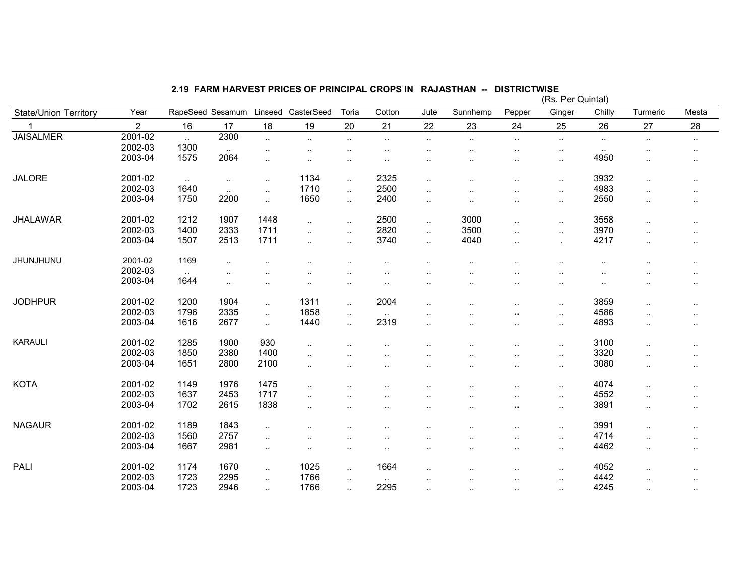## 2.19 FARM HARVEST PRICES OF PRINCIPAL CROPS IN RAJASTHAN -- DISTRICTWISE

(Rs. Per Quintal)

| State/Union Territory | Year | RapeSeed | Sesamum | Linseed | CasterSeed | Toria | Cotton | Jute | Sunnhemp | Pepper | Ginger | Chilly | Turmeric | Mesta |
|---|---|---|---|---|---|---|---|---|---|---|---|---|---|---|
| 1 | 2 | 16 | 17 | 18 | 19 | 20 | 21 | 22 | 23 | 24 | 25 | 26 | 27 | 28 |
| JAISALMER | 2001-02 | .. | 2300 | .. | .. | .. | .. | .. | .. | .. | .. | .. | .. | .. |
| | 2002-03 | 1300 | .. | .. | .. | .. | .. | .. | .. | .. | .. | .. | .. | .. |
| | 2003-04 | 1575 | 2064 | .. | .. | .. | .. | .. | .. | .. | .. | 4950 | .. | .. |
| JALORE | 2001-02 | .. | .. | .. | 1134 | .. | 2325 | .. | .. | .. | .. | 3932 | .. | .. |
| | 2002-03 | 1640 | .. | .. | 1710 | .. | 2500 | .. | .. | .. | .. | 4983 | .. | .. |
| | 2003-04 | 1750 | 2200 | .. | 1650 | .. | 2400 | .. | .. | .. | .. | 2550 | .. | .. |
| JHALAWAR | 2001-02 | 1212 | 1907 | 1448 | .. | .. | 2500 | .. | 3000 | .. | .. | 3558 | .. | .. |
| | 2002-03 | 1400 | 2333 | 1711 | .. | .. | 2820 | .. | 3500 | .. | .. | 3970 | .. | .. |
| | 2003-04 | 1507 | 2513 | 1711 | .. | .. | 3740 | .. | 4040 | .. | . | 4217 | .. | .. |
| JHUNJHUNU | 2001-02 | 1169 | .. | .. | .. | .. | .. | .. | .. | .. | .. | .. | .. | .. |
| | 2002-03 | .. | .. | .. | .. | .. | .. | .. | .. | .. | .. | .. | .. | .. |
| | 2003-04 | 1644 | .. | .. | .. | .. | .. | .. | .. | .. | .. | .. | .. | .. |
| JODHPUR | 2001-02 | 1200 | 1904 | .. | 1311 | .. | 2004 | .. | .. | .. | .. | 3859 | .. | .. |
| | 2002-03 | 1796 | 2335 | .. | 1858 | .. | .. | .. | .. | .. | .. | 4586 | .. | .. |
| | 2003-04 | 1616 | 2677 | .. | 1440 | .. | 2319 | .. | .. | .. | .. | 4893 | .. | .. |
| KARAULI | 2001-02 | 1285 | 1900 | 930 | .. | .. | .. | .. | .. | .. | .. | 3100 | .. | .. |
| | 2002-03 | 1850 | 2380 | 1400 | .. | .. | .. | .. | .. | .. | .. | 3320 | .. | .. |
| | 2003-04 | 1651 | 2800 | 2100 | .. | .. | .. | .. | .. | .. | .. | 3080 | .. | .. |
| KOTA | 2001-02 | 1149 | 1976 | 1475 | .. | .. | .. | .. | .. | .. | .. | 4074 | .. | .. |
| | 2002-03 | 1637 | 2453 | 1717 | .. | .. | .. | .. | .. | .. | .. | 4552 | .. | .. |
| | 2003-04 | 1702 | 2615 | 1838 | .. | .. | .. | .. | .. | .. | .. | 3891 | .. | .. |
| NAGAUR | 2001-02 | 1189 | 1843 | .. | .. | .. | .. | .. | .. | .. | .. | 3991 | .. | .. |
| | 2002-03 | 1560 | 2757 | .. | .. | .. | .. | .. | .. | .. | .. | 4714 | .. | .. |
| | 2003-04 | 1667 | 2981 | .. | .. | .. | .. | .. | .. | .. | .. | 4462 | .. | .. |
| PALI | 2001-02 | 1174 | 1670 | .. | 1025 | .. | 1664 | .. | .. | .. | .. | 4052 | .. | .. |
| | 2002-03 | 1723 | 2295 | .. | 1766 | .. | .. | .. | .. | .. | .. | 4442 | .. | .. |
| | 2003-04 | 1723 | 2946 | .. | 1766 | .. | 2295 | .. | .. | .. | .. | 4245 | .. | .. |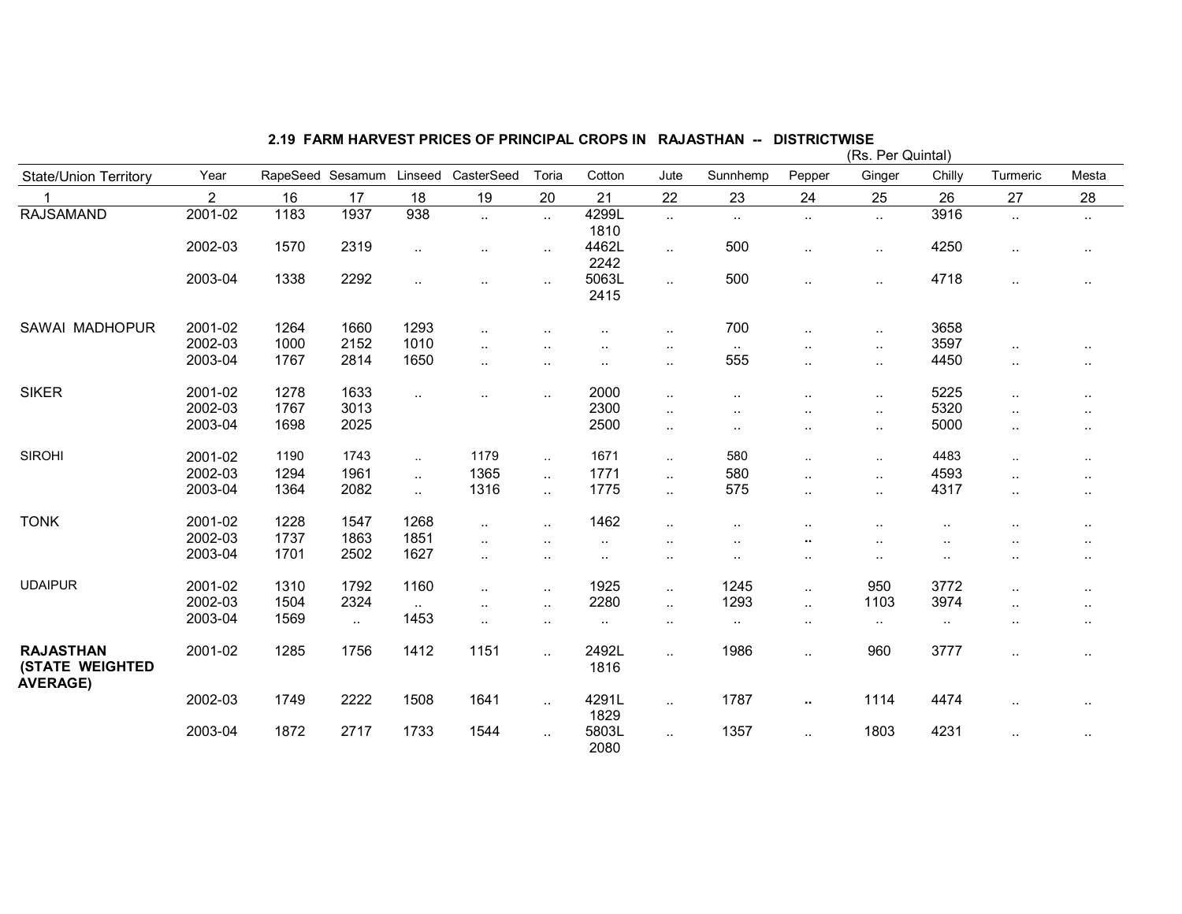## 2.19 FARM HARVEST PRICES OF PRINCIPAL CROPS IN RAJASTHAN -- DISTRICTWISE

(Rs. Per Quintal)

| State/Union Territory | Year | RapeSeed | Sesamum | Linseed | CasterSeed | Toria | Cotton | Jute | Sunnhemp | Pepper | Ginger | Chilly | Turmeric | Mesta |
|---|---|---|---|---|---|---|---|---|---|---|---|---|---|---|
| 1 | 2 | 16 | 17 | 18 | 19 | 20 | 21 | 22 | 23 | 24 | 25 | 26 | 27 | 28 |
| RAJSAMAND | 2001-02 | 1183 | 1937 | 938 | .. | .. | 4299L 1810 | .. | .. | .. | .. | 3916 | .. | .. |
| | 2002-03 | 1570 | 2319 | .. | .. | .. | 4462L 2242 | .. | 500 | .. | .. | 4250 | .. | .. |
| | 2003-04 | 1338 | 2292 | .. | .. | .. | 5063L 2415 | .. | 500 | .. | .. | 4718 | .. | .. |
| SAWAI MADHOPUR | 2001-02 | 1264 | 1660 | 1293 | .. | .. | .. | .. | 700 | .. | .. | 3658 | | |
| | 2002-03 | 1000 | 2152 | 1010 | .. | .. | .. | .. | .. | .. | .. | 3597 | .. | .. |
| | 2003-04 | 1767 | 2814 | 1650 | .. | .. | .. | .. | 555 | .. | .. | 4450 | .. | .. |
| SIKER | 2001-02 | 1278 | 1633 | .. | .. | .. | 2000 | .. | .. | .. | .. | 5225 | .. | .. |
| | 2002-03 | 1767 | 3013 | | | | 2300 | .. | .. | .. | .. | 5320 | .. | .. |
| | 2003-04 | 1698 | 2025 | | | | 2500 | .. | .. | .. | .. | 5000 | .. | .. |
| SIROHI | 2001-02 | 1190 | 1743 | .. | 1179 | .. | 1671 | .. | 580 | .. | .. | 4483 | .. | .. |
| | 2002-03 | 1294 | 1961 | .. | 1365 | .. | 1771 | .. | 580 | .. | .. | 4593 | .. | .. |
| | 2003-04 | 1364 | 2082 | .. | 1316 | .. | 1775 | .. | 575 | .. | .. | 4317 | .. | .. |
| TONK | 2001-02 | 1228 | 1547 | 1268 | .. | .. | 1462 | .. | .. | .. | .. | .. | .. | .. |
| | 2002-03 | 1737 | 1863 | 1851 | .. | .. | .. | .. | .. | .. | .. | .. | .. | .. |
| | 2003-04 | 1701 | 2502 | 1627 | .. | .. | .. | .. | .. | .. | .. | .. | .. | .. |
| UDAIPUR | 2001-02 | 1310 | 1792 | 1160 | .. | .. | 1925 | .. | 1245 | .. | 950 | 3772 | .. | .. |
| | 2002-03 | 1504 | 2324 | .. | .. | .. | 2280 | .. | 1293 | .. | 1103 | 3974 | .. | .. |
| | 2003-04 | 1569 | .. | 1453 | .. | .. | .. | .. | .. | .. | .. | .. | .. | .. |
| **RAJASTHAN (STATE WEIGHTED AVERAGE)** | 2001-02 | 1285 | 1756 | 1412 | 1151 | .. | 2492L 1816 | .. | 1986 | .. | 960 | 3777 | .. | .. |
| | 2002-03 | 1749 | 2222 | 1508 | 1641 | .. | 4291L 1829 | .. | 1787 | .. | 1114 | 4474 | .. | .. |
| | 2003-04 | 1872 | 2717 | 1733 | 1544 | .. | 5803L 2080 | .. | 1357 | .. | 1803 | 4231 | .. | .. |